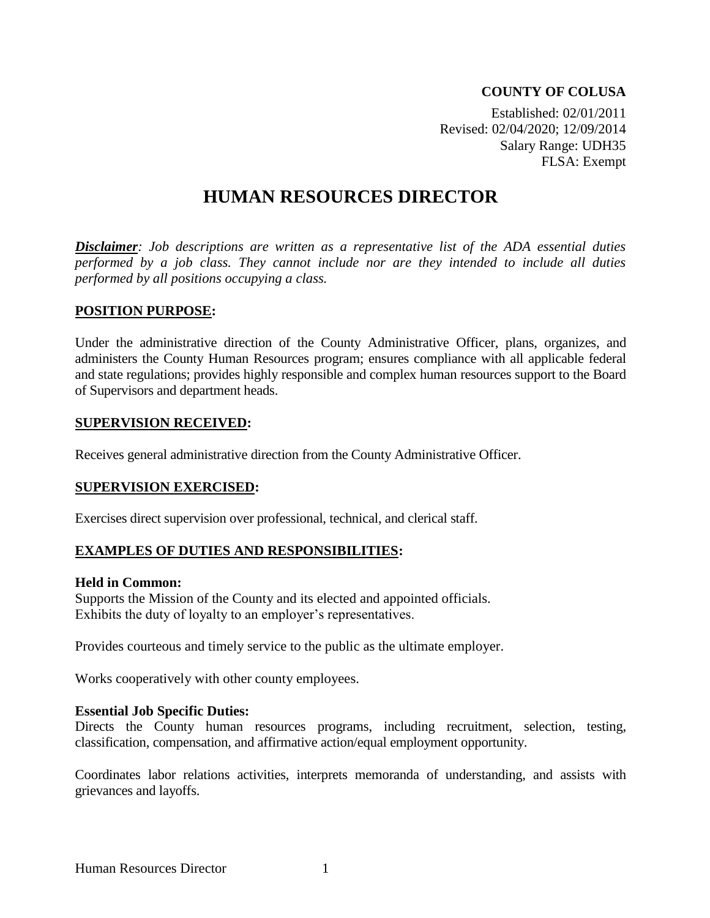**COUNTY OF COLUSA**

Established: 02/01/2011
Revised: 02/04/2020; 12/09/2014
Salary Range: UDH35
FLSA: Exempt

# HUMAN RESOURCES DIRECTOR

***Disclaimer**: Job descriptions are written as a representative list of the ADA essential duties performed by a job class. They cannot include nor are they intended to include all duties performed by all positions occupying a class.*

## POSITION PURPOSE:

Under the administrative direction of the County Administrative Officer, plans, organizes, and administers the County Human Resources program; ensures compliance with all applicable federal and state regulations; provides highly responsible and complex human resources support to the Board of Supervisors and department heads.

## SUPERVISION RECEIVED:

Receives general administrative direction from the County Administrative Officer.

## SUPERVISION EXERCISED:

Exercises direct supervision over professional, technical, and clerical staff.

## EXAMPLES OF DUTIES AND RESPONSIBILITIES:

**Held in Common:**
Supports the Mission of the County and its elected and appointed officials.
Exhibits the duty of loyalty to an employer's representatives.

Provides courteous and timely service to the public as the ultimate employer.

Works cooperatively with other county employees.

**Essential Job Specific Duties:**
Directs the County human resources programs, including recruitment, selection, testing, classification, compensation, and affirmative action/equal employment opportunity.

Coordinates labor relations activities, interprets memoranda of understanding, and assists with grievances and layoffs.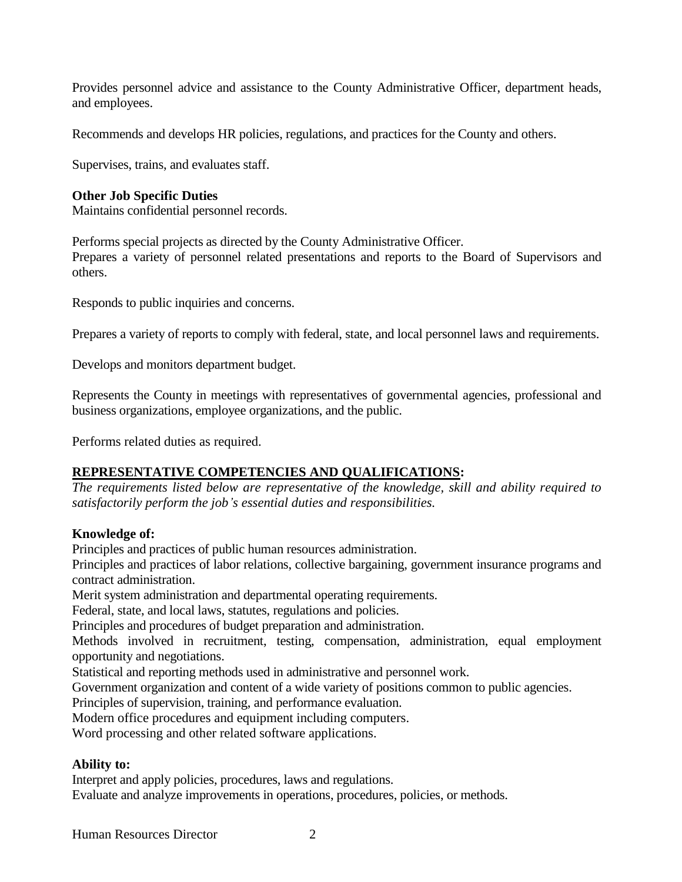Provides personnel advice and assistance to the County Administrative Officer, department heads, and employees.

Recommends and develops HR policies, regulations, and practices for the County and others.

Supervises, trains, and evaluates staff.

**Other Job Specific Duties**

Maintains confidential personnel records.

Performs special projects as directed by the County Administrative Officer.

Prepares a variety of personnel related presentations and reports to the Board of Supervisors and others.

Responds to public inquiries and concerns.

Prepares a variety of reports to comply with federal, state, and local personnel laws and requirements.

Develops and monitors department budget.

Represents the County in meetings with representatives of governmental agencies, professional and business organizations, employee organizations, and the public.

Performs related duties as required.

## REPRESENTATIVE COMPETENCIES AND QUALIFICATIONS:

*The requirements listed below are representative of the knowledge, skill and ability required to satisfactorily perform the job's essential duties and responsibilities.*

**Knowledge of:**

Principles and practices of public human resources administration.

Principles and practices of labor relations, collective bargaining, government insurance programs and contract administration.

Merit system administration and departmental operating requirements.

Federal, state, and local laws, statutes, regulations and policies.

Principles and procedures of budget preparation and administration.

Methods involved in recruitment, testing, compensation, administration, equal employment opportunity and negotiations.

Statistical and reporting methods used in administrative and personnel work.

Government organization and content of a wide variety of positions common to public agencies.

Principles of supervision, training, and performance evaluation.

Modern office procedures and equipment including computers.

Word processing and other related software applications.

**Ability to:**

Interpret and apply policies, procedures, laws and regulations.

Evaluate and analyze improvements in operations, procedures, policies, or methods.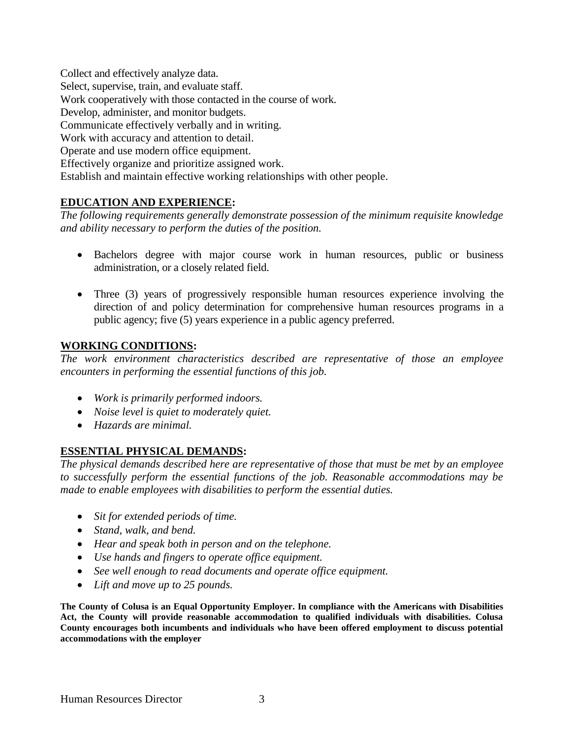Collect and effectively analyze data.
Select, supervise, train, and evaluate staff.
Work cooperatively with those contacted in the course of work.
Develop, administer, and monitor budgets.
Communicate effectively verbally and in writing.
Work with accuracy and attention to detail.
Operate and use modern office equipment.
Effectively organize and prioritize assigned work.
Establish and maintain effective working relationships with other people.

## EDUCATION AND EXPERIENCE:

*The following requirements generally demonstrate possession of the minimum requisite knowledge and ability necessary to perform the duties of the position.*

- Bachelors degree with major course work in human resources, public or business administration, or a closely related field.
- Three (3) years of progressively responsible human resources experience involving the direction of and policy determination for comprehensive human resources programs in a public agency; five (5) years experience in a public agency preferred.

## WORKING CONDITIONS:

*The work environment characteristics described are representative of those an employee encounters in performing the essential functions of this job.*

- *Work is primarily performed indoors.*
- *Noise level is quiet to moderately quiet.*
- *Hazards are minimal.*

## ESSENTIAL PHYSICAL DEMANDS:

*The physical demands described here are representative of those that must be met by an employee to successfully perform the essential functions of the job. Reasonable accommodations may be made to enable employees with disabilities to perform the essential duties.*

- *Sit for extended periods of time.*
- *Stand, walk, and bend.*
- *Hear and speak both in person and on the telephone.*
- *Use hands and fingers to operate office equipment.*
- *See well enough to read documents and operate office equipment.*
- *Lift and move up to 25 pounds.*

**The County of Colusa is an Equal Opportunity Employer. In compliance with the Americans with Disabilities Act, the County will provide reasonable accommodation to qualified individuals with disabilities. Colusa County encourages both incumbents and individuals who have been offered employment to discuss potential accommodations with the employer**